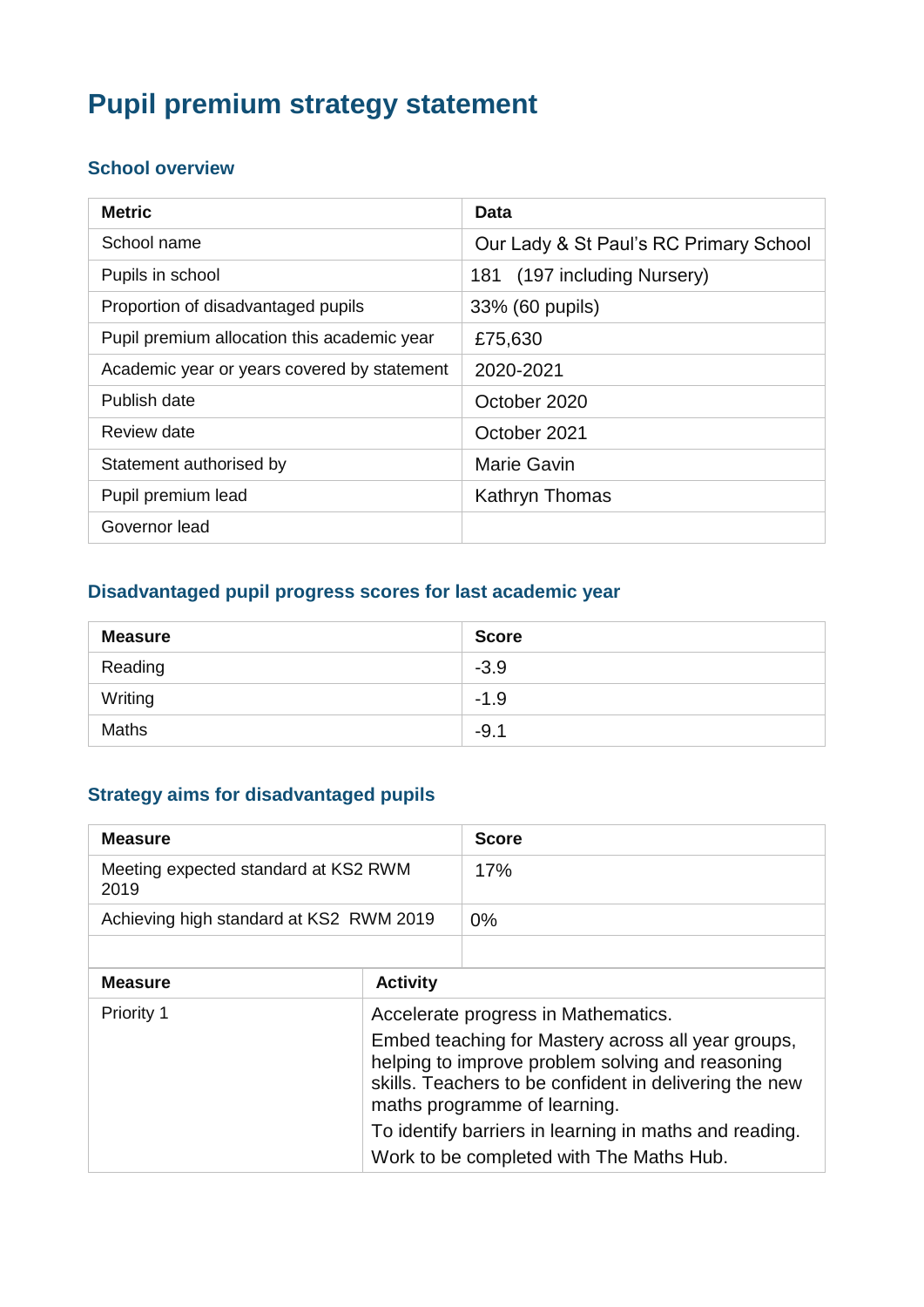# Pupil premium strategy statement

## School overview

| Metric | Data |
| --- | --- |
| School name | Our Lady & St Paul's RC Primary School |
| Pupils in school | 181 (197 including Nursery) |
| Proportion of disadvantaged pupils | 33% (60 pupils) |
| Pupil premium allocation this academic year | £75,630 |
| Academic year or years covered by statement | 2020-2021 |
| Publish date | October 2020 |
| Review date | October 2021 |
| Statement authorised by | Marie Gavin |
| Pupil premium lead | Kathryn Thomas |
| Governor lead | |

## Disadvantaged pupil progress scores for last academic year

| Measure | Score |
| --- | --- |
| Reading | -3.9 |
| Writing | -1.9 |
| Maths | -9.1 |

## Strategy aims for disadvantaged pupils

| Measure | Score |
| --- | --- |
| Meeting expected standard at KS2 RWM 2019 | 17% |
| Achieving high standard at KS2 RWM 2019 | 0% |
| | |

| Measure | Activity |
| --- | --- |
| Priority 1 | Accelerate progress in Mathematics.<br>Embed teaching for Mastery across all year groups, helping to improve problem solving and reasoning skills. Teachers to be confident in delivering the new maths programme of learning.<br>To identify barriers in learning in maths and reading.<br>Work to be completed with The Maths Hub. |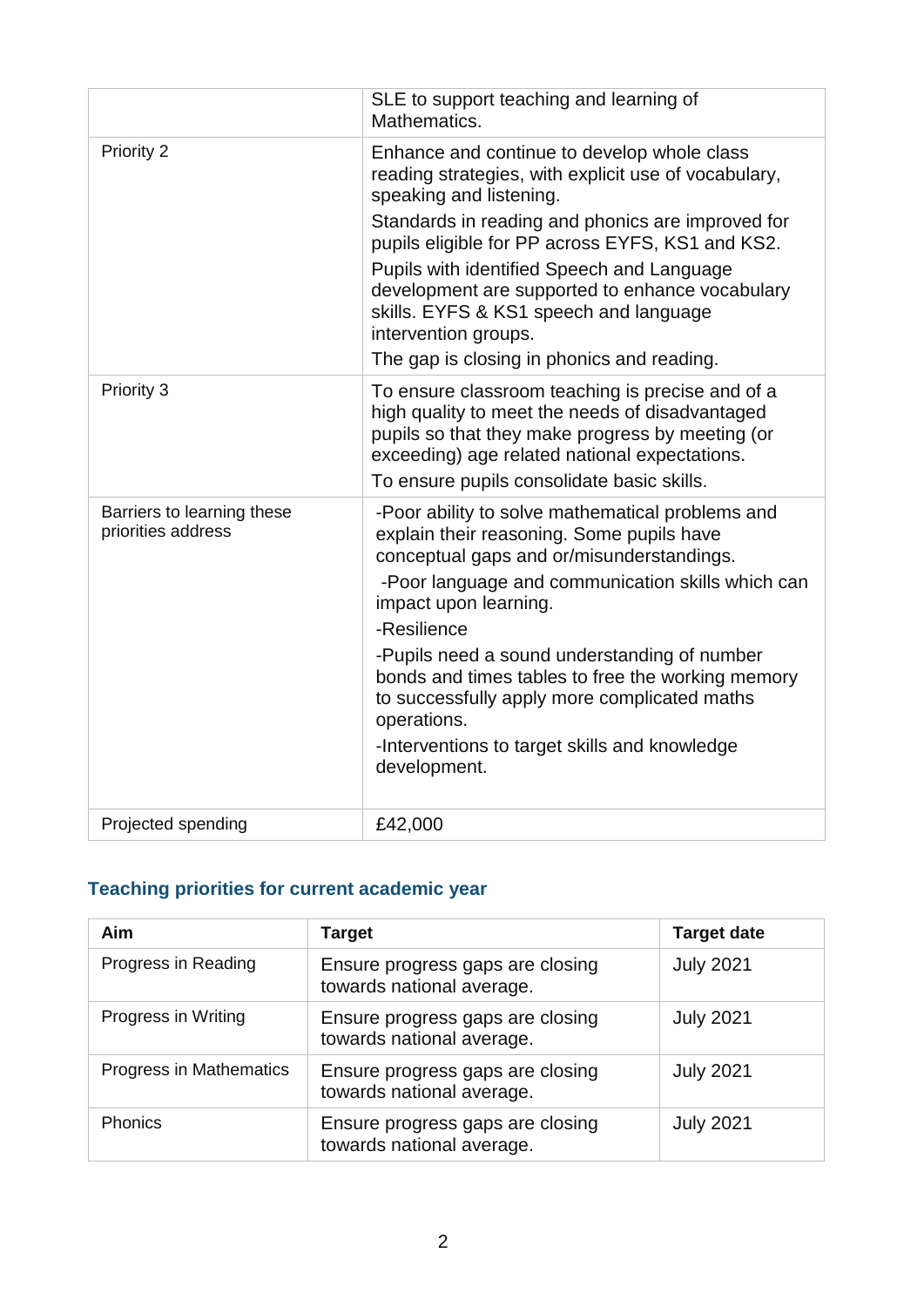| | |
|---|---|
| | SLE to support teaching and learning of Mathematics. |
| Priority 2 | Enhance and continue to develop whole class reading strategies, with explicit use of vocabulary, speaking and listening.<br>Standards in reading and phonics are improved for pupils eligible for PP across EYFS, KS1 and KS2.<br>Pupils with identified Speech and Language development are supported to enhance vocabulary skills. EYFS & KS1 speech and language intervention groups.<br>The gap is closing in phonics and reading. |
| Priority 3 | To ensure classroom teaching is precise and of a high quality to meet the needs of disadvantaged pupils so that they make progress by meeting (or exceeding) age related national expectations.<br>To ensure pupils consolidate basic skills. |
| Barriers to learning these priorities address | -Poor ability to solve mathematical problems and explain their reasoning. Some pupils have conceptual gaps and or/misunderstandings.<br>-Poor language and communication skills which can impact upon learning.<br>-Resilience<br>-Pupils need a sound understanding of number bonds and times tables to free the working memory to successfully apply more complicated maths operations.<br>-Interventions to target skills and knowledge development. |
| Projected spending | £42,000 |

## Teaching priorities for current academic year

| Aim | Target | Target date |
|---|---|---|
| Progress in Reading | Ensure progress gaps are closing towards national average. | July 2021 |
| Progress in Writing | Ensure progress gaps are closing towards national average. | July 2021 |
| Progress in Mathematics | Ensure progress gaps are closing towards national average. | July 2021 |
| Phonics | Ensure progress gaps are closing towards national average. | July 2021 |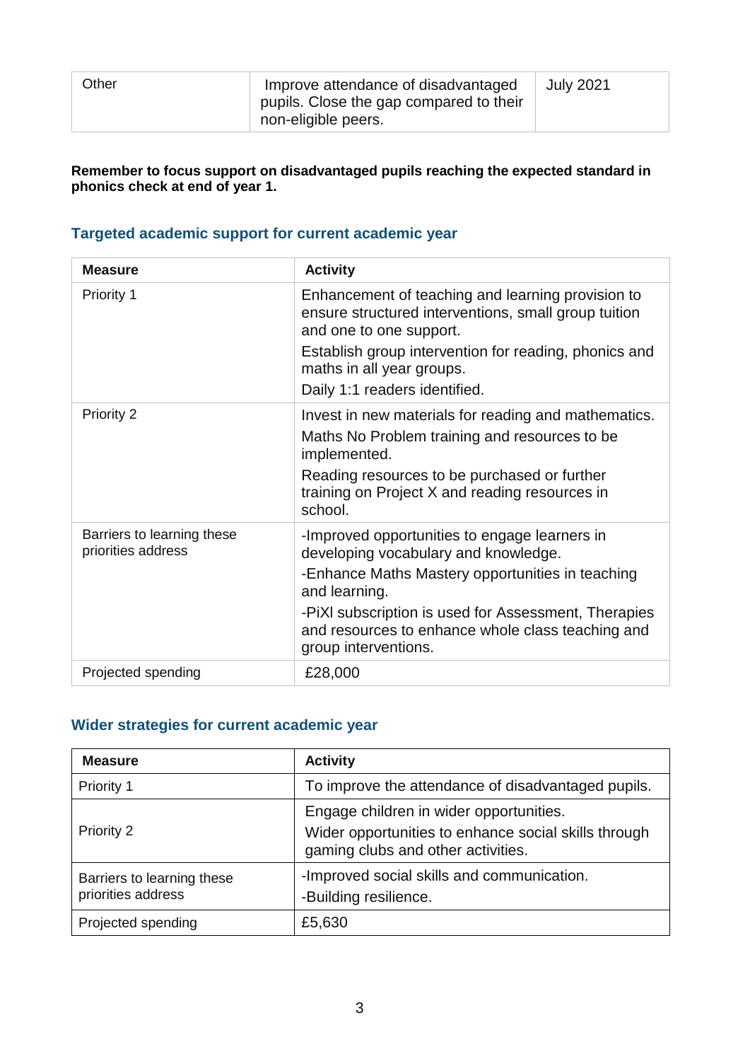| Other | Improve attendance of disadvantaged pupils. Close the gap compared to their non-eligible peers. | July 2021 |
|---|---|---|

**Remember to focus support on disadvantaged pupils reaching the expected standard in phonics check at end of year 1.**

### Targeted academic support for current academic year

| Measure | Activity |
|---|---|
| Priority 1 | Enhancement of teaching and learning provision to ensure structured interventions, small group tuition and one to one support.<br>Establish group intervention for reading, phonics and maths in all year groups.<br>Daily 1:1 readers identified. |
| Priority 2 | Invest in new materials for reading and mathematics.<br>Maths No Problem training and resources to be implemented.<br>Reading resources to be purchased or further training on Project X and reading resources in school. |
| Barriers to learning these priorities address | -Improved opportunities to engage learners in developing vocabulary and knowledge.<br>-Enhance Maths Mastery opportunities in teaching and learning.<br>-PiXl subscription is used for Assessment, Therapies and resources to enhance whole class teaching and group interventions. |
| Projected spending | £28,000 |

### Wider strategies for current academic year

| Measure | Activity |
|---|---|
| Priority 1 | To improve the attendance of disadvantaged pupils. |
| Priority 2 | Engage children in wider opportunities.<br>Wider opportunities to enhance social skills through gaming clubs and other activities. |
| Barriers to learning these priorities address | -Improved social skills and communication.<br>-Building resilience. |
| Projected spending | £5,630 |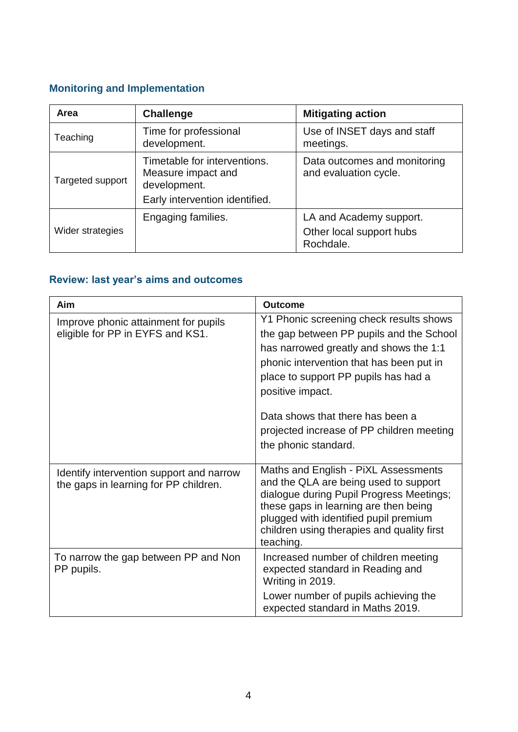### Monitoring and Implementation

| Area | Challenge | Mitigating action |
| --- | --- | --- |
| Teaching | Time for professional development. | Use of INSET days and staff meetings. |
| Targeted support | Timetable for interventions. Measure impact and development.<br><br>Early intervention identified. | Data outcomes and monitoring and evaluation cycle. |
| Wider strategies | Engaging families. | LA and Academy support.<br><br>Other local support hubs Rochdale. |

### Review: last year's aims and outcomes

| Aim | Outcome |
| --- | --- |
| Improve phonic attainment for pupils eligible for PP in EYFS and KS1. | Y1 Phonic screening check results shows the gap between PP pupils and the School has narrowed greatly and shows the 1:1 phonic intervention that has been put in place to support PP pupils has had a positive impact.<br><br>Data shows that there has been a projected increase of PP children meeting the phonic standard. |
| Identify intervention support and narrow the gaps in learning for PP children. | Maths and English - PiXL Assessments and the QLA are being used to support dialogue during Pupil Progress Meetings; these gaps in learning are then being plugged with identified pupil premium children using therapies and quality first teaching. |
| To narrow the gap between PP and Non PP pupils. | Increased number of children meeting expected standard in Reading and Writing in 2019.<br><br>Lower number of pupils achieving the expected standard in Maths 2019. |